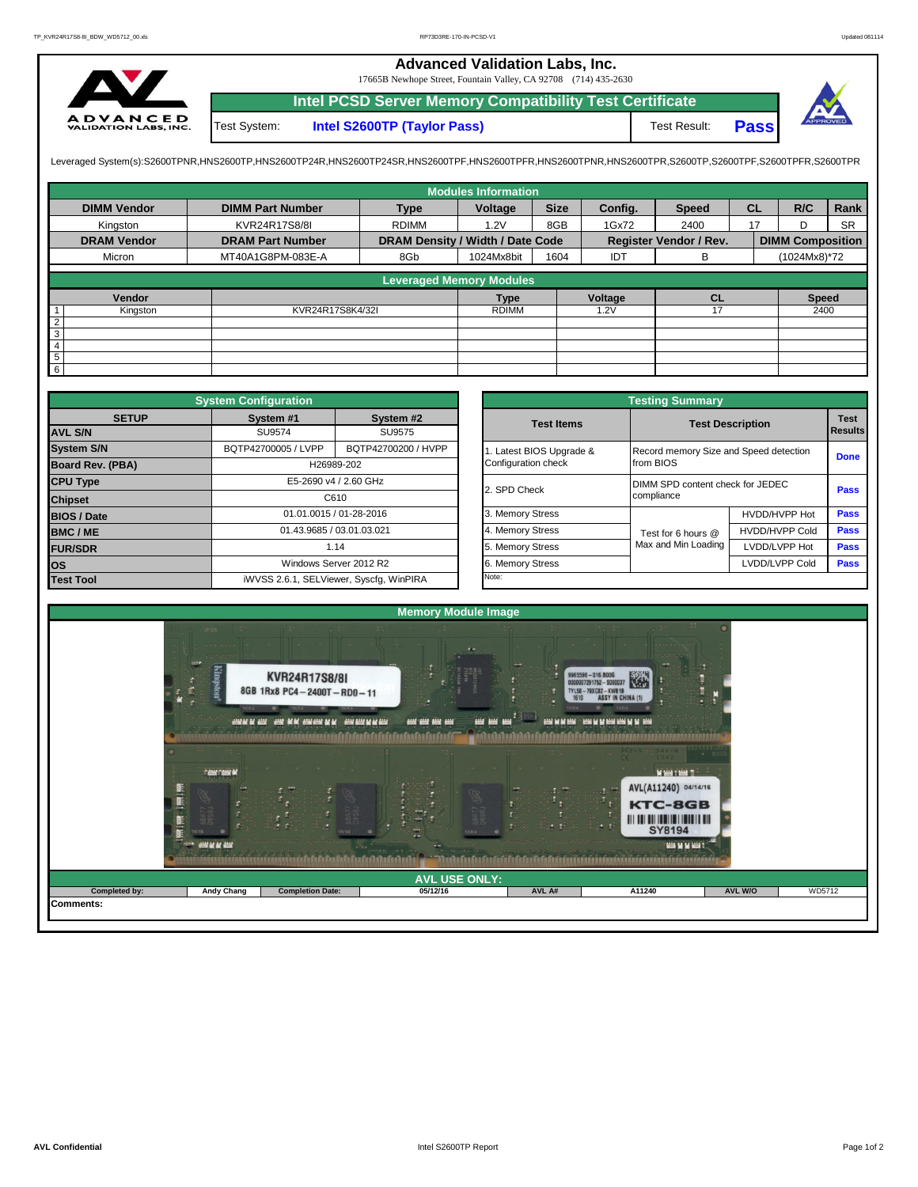# Advanced Validation Labs, Inc.

17665B Newhope Street, Fountain Valley, CA 92708 (714) 435-2630

## Intel PCSD Server Memory Compatibility Test Certificate

| Test System: | Intel S2600TP (Taylor Pass) | Test Result: | Pass |
|---|---|---|---|

Leveraged System(s):S2600TPNR,HNS2600TP,HNS2600TP24R,HNS2600TP24SR,HNS2600TPF,HNS2600TPFR,HNS2600TPNR,HNS2600TPR,S2600TP,S2600TPF,S2600TPFR,S2600TPR

### Modules Information

| DIMM Vendor | DIMM Part Number | Type | Voltage | Size | Config. | Speed | CL | R/C | Rank |
|---|---|---|---|---|---|---|---|---|---|
| Kingston | KVR24R17S8/8I | RDIMM | 1.2V | 8GB | 1Gx72 | 2400 | 17 | D | SR |
| **DRAM Vendor** | **DRAM Part Number** | **DRAM Density / Width / Date Code** | | | **Register Vendor / Rev.** | | **DIMM Composition** | | |
| Micron | MT40A1G8PM-083E-A | 8Gb | 1024Mx8bit | 1604 | IDT | B | (1024Mx8)*72 | | |

### Leveraged Memory Modules

| | Vendor | | Type | Voltage | CL | Speed |
|---|---|---|---|---|---|---|
| 1 | Kingston | KVR24R17S8K4/32I | RDIMM | 1.2V | 17 | 2400 |
| 2 | | | | | | |
| 3 | | | | | | |
| 4 | | | | | | |
| 5 | | | | | | |
| 6 | | | | | | |

### System Configuration

| SETUP | System #1 | System #2 |
|---|---|---|
| AVL S/N | SU9574 | SU9575 |
| System S/N | BQTP42700005 / LVPP | BQTP42700200 / HVPP |
| Board Rev. (PBA) | H26989-202 | |
| CPU Type | E5-2690 v4 / 2.60 GHz | |
| Chipset | C610 | |
| BIOS / Date | 01.01.0015 / 01-28-2016 | |
| BMC / ME | 01.43.9685 / 03.01.03.021 | |
| FUR/SDR | 1.14 | |
| OS | Windows Server 2012 R2 | |
| Test Tool | iWVSS 2.6.1, SELViewer, Syscfg, WinPIRA | |

### Testing Summary

| Test Items | Test Description | | Test Results |
|---|---|---|---|
| 1. Latest BIOS Upgrade & Configuration check | Record memory Size and Speed detection from BIOS | | Done |
| 2. SPD Check | DIMM SPD content check for JEDEC compliance | | Pass |
| 3. Memory Stress | Test for 6 hours @ Max and Min Loading | HVDD/HVPP Hot | Pass |
| 4. Memory Stress | | HVDD/HVPP Cold | Pass |
| 5. Memory Stress | | LVDD/LVPP Hot | Pass |
| 6. Memory Stress | | LVDD/LVPP Cold | Pass |
| Note: | | | |

### Memory Module Image

### AVL USE ONLY:

| Completed by: | Andy Chang | Completion Date: | 05/12/16 | AVL A# | A11240 | AVL W/O | WD5712 |
|---|---|---|---|---|---|---|---|

Comments: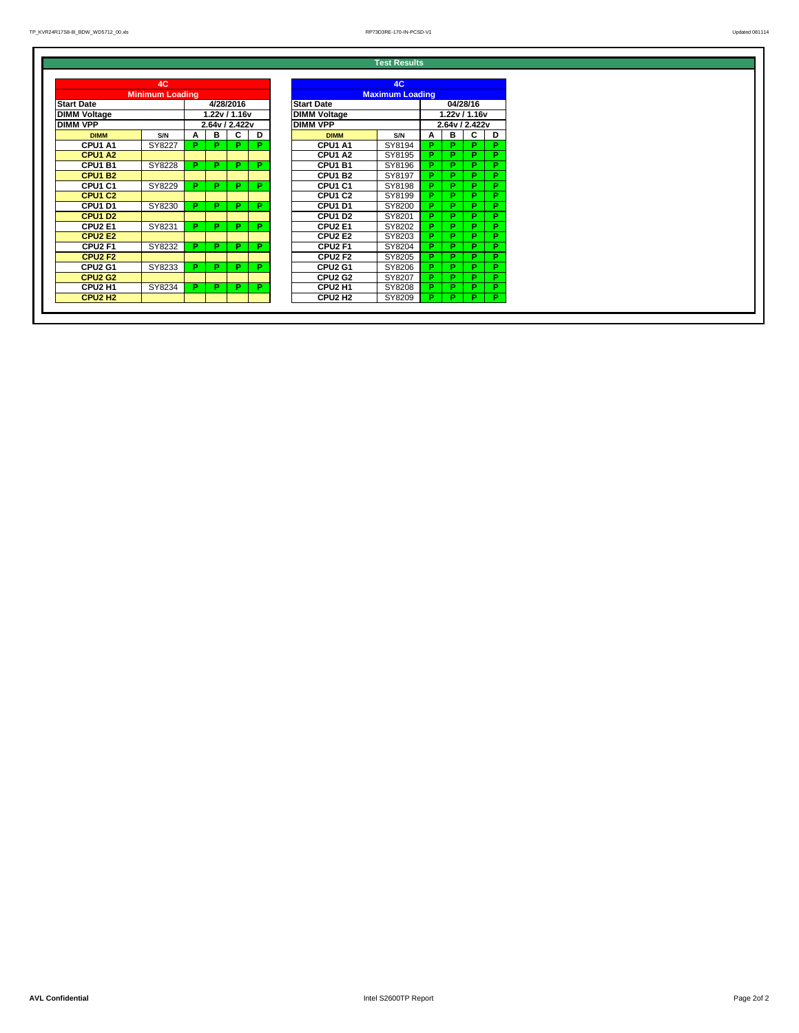## Test Results

| 4C Minimum Loading | | | | | |
|---|---|---|---|---|---|
| Start Date | | 4/28/2016 | | | |
| DIMM Voltage | | 1.22v / 1.16v | | | |
| DIMM VPP | | 2.64v / 2.422v | | | |
| DIMM | S/N | A | B | C | D |
| CPU1 A1 | SY8227 | P | P | P | P |
| CPU1 A2 | | | | | |
| CPU1 B1 | SY8228 | P | P | P | P |
| CPU1 B2 | | | | | |
| CPU1 C1 | SY8229 | P | P | P | P |
| CPU1 C2 | | | | | |
| CPU1 D1 | SY8230 | P | P | P | P |
| CPU1 D2 | | | | | |
| CPU2 E1 | SY8231 | P | P | P | P |
| CPU2 E2 | | | | | |
| CPU2 F1 | SY8232 | P | P | P | P |
| CPU2 F2 | | | | | |
| CPU2 G1 | SY8233 | P | P | P | P |
| CPU2 G2 | | | | | |
| CPU2 H1 | SY8234 | P | P | P | P |
| CPU2 H2 | | | | | |

| 4C Maximum Loading | | | | | |
|---|---|---|---|---|---|
| Start Date | | 04/28/16 | | | |
| DIMM Voltage | | 1.22v / 1.16v | | | |
| DIMM VPP | | 2.64v / 2.422v | | | |
| DIMM | S/N | A | B | C | D |
| CPU1 A1 | SY8194 | P | P | P | P |
| CPU1 A2 | SY8195 | P | P | P | P |
| CPU1 B1 | SY8196 | P | P | P | P |
| CPU1 B2 | SY8197 | P | P | P | P |
| CPU1 C1 | SY8198 | P | P | P | P |
| CPU1 C2 | SY8199 | P | P | P | P |
| CPU1 D1 | SY8200 | P | P | P | P |
| CPU1 D2 | SY8201 | P | P | P | P |
| CPU2 E1 | SY8202 | P | P | P | P |
| CPU2 E2 | SY8203 | P | P | P | P |
| CPU2 F1 | SY8204 | P | P | P | P |
| CPU2 F2 | SY8205 | P | P | P | P |
| CPU2 G1 | SY8206 | P | P | P | P |
| CPU2 G2 | SY8207 | P | P | P | P |
| CPU2 H1 | SY8208 | P | P | P | P |
| CPU2 H2 | SY8209 | P | P | P | P |